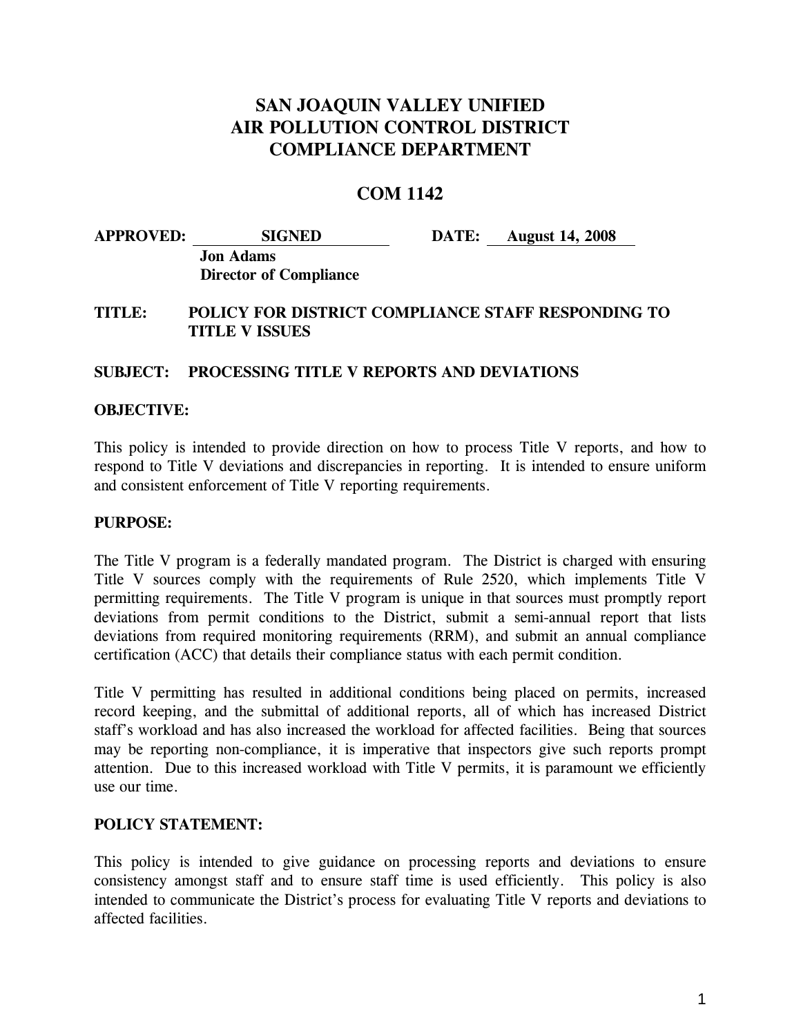# SAN JOAQUIN VALLEY UNIFIED AIR POLLUTION CONTROL DISTRICT COMPLIANCE DEPARTMENT

## COM 1142

**APPROVED:** **SIGNED** **DATE:** **August 14, 2008**
**Jon Adams**
**Director of Compliance**

**TITLE:** **POLICY FOR DISTRICT COMPLIANCE STAFF RESPONDING TO TITLE V ISSUES**

**SUBJECT:** **PROCESSING TITLE V REPORTS AND DEVIATIONS**

**OBJECTIVE:**

This policy is intended to provide direction on how to process Title V reports, and how to respond to Title V deviations and discrepancies in reporting. It is intended to ensure uniform and consistent enforcement of Title V reporting requirements.

**PURPOSE:**

The Title V program is a federally mandated program. The District is charged with ensuring Title V sources comply with the requirements of Rule 2520, which implements Title V permitting requirements. The Title V program is unique in that sources must promptly report deviations from permit conditions to the District, submit a semi-annual report that lists deviations from required monitoring requirements (RRM), and submit an annual compliance certification (ACC) that details their compliance status with each permit condition.

Title V permitting has resulted in additional conditions being placed on permits, increased record keeping, and the submittal of additional reports, all of which has increased District staff's workload and has also increased the workload for affected facilities. Being that sources may be reporting non-compliance, it is imperative that inspectors give such reports prompt attention. Due to this increased workload with Title V permits, it is paramount we efficiently use our time.

**POLICY STATEMENT:**

This policy is intended to give guidance on processing reports and deviations to ensure consistency amongst staff and to ensure staff time is used efficiently. This policy is also intended to communicate the District's process for evaluating Title V reports and deviations to affected facilities.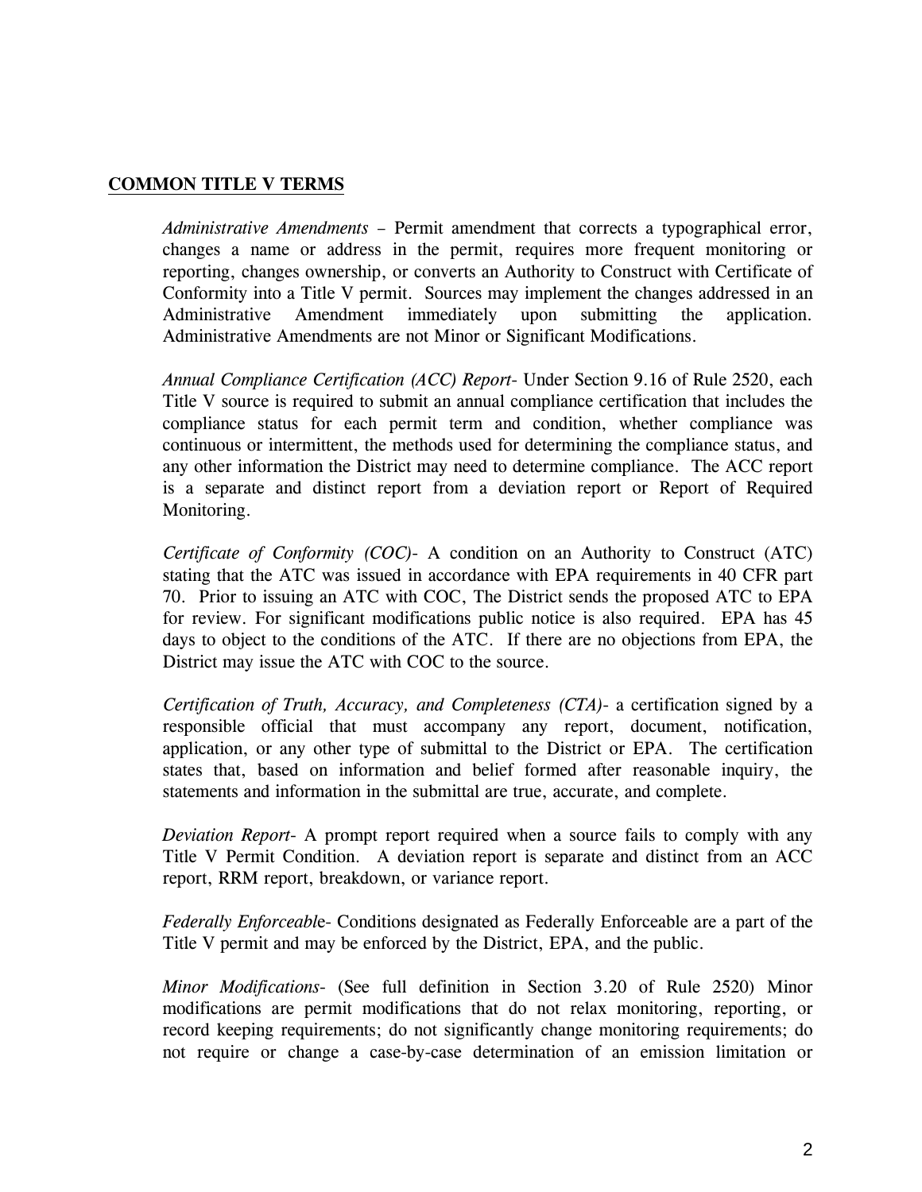## COMMON TITLE V TERMS

*Administrative Amendments* – Permit amendment that corrects a typographical error, changes a name or address in the permit, requires more frequent monitoring or reporting, changes ownership, or converts an Authority to Construct with Certificate of Conformity into a Title V permit. Sources may implement the changes addressed in an Administrative Amendment immediately upon submitting the application. Administrative Amendments are not Minor or Significant Modifications.

*Annual Compliance Certification (ACC) Report-* Under Section 9.16 of Rule 2520, each Title V source is required to submit an annual compliance certification that includes the compliance status for each permit term and condition, whether compliance was continuous or intermittent, the methods used for determining the compliance status, and any other information the District may need to determine compliance. The ACC report is a separate and distinct report from a deviation report or Report of Required Monitoring.

*Certificate of Conformity (COC)-* A condition on an Authority to Construct (ATC) stating that the ATC was issued in accordance with EPA requirements in 40 CFR part 70. Prior to issuing an ATC with COC, The District sends the proposed ATC to EPA for review. For significant modifications public notice is also required. EPA has 45 days to object to the conditions of the ATC. If there are no objections from EPA, the District may issue the ATC with COC to the source.

*Certification of Truth, Accuracy, and Completeness (CTA)-* a certification signed by a responsible official that must accompany any report, document, notification, application, or any other type of submittal to the District or EPA. The certification states that, based on information and belief formed after reasonable inquiry, the statements and information in the submittal are true, accurate, and complete.

*Deviation Report-* A prompt report required when a source fails to comply with any Title V Permit Condition. A deviation report is separate and distinct from an ACC report, RRM report, breakdown, or variance report.

*Federally Enforceable-* Conditions designated as Federally Enforceable are a part of the Title V permit and may be enforced by the District, EPA, and the public.

*Minor Modifications-* (See full definition in Section 3.20 of Rule 2520) Minor modifications are permit modifications that do not relax monitoring, reporting, or record keeping requirements; do not significantly change monitoring requirements; do not require or change a case-by-case determination of an emission limitation or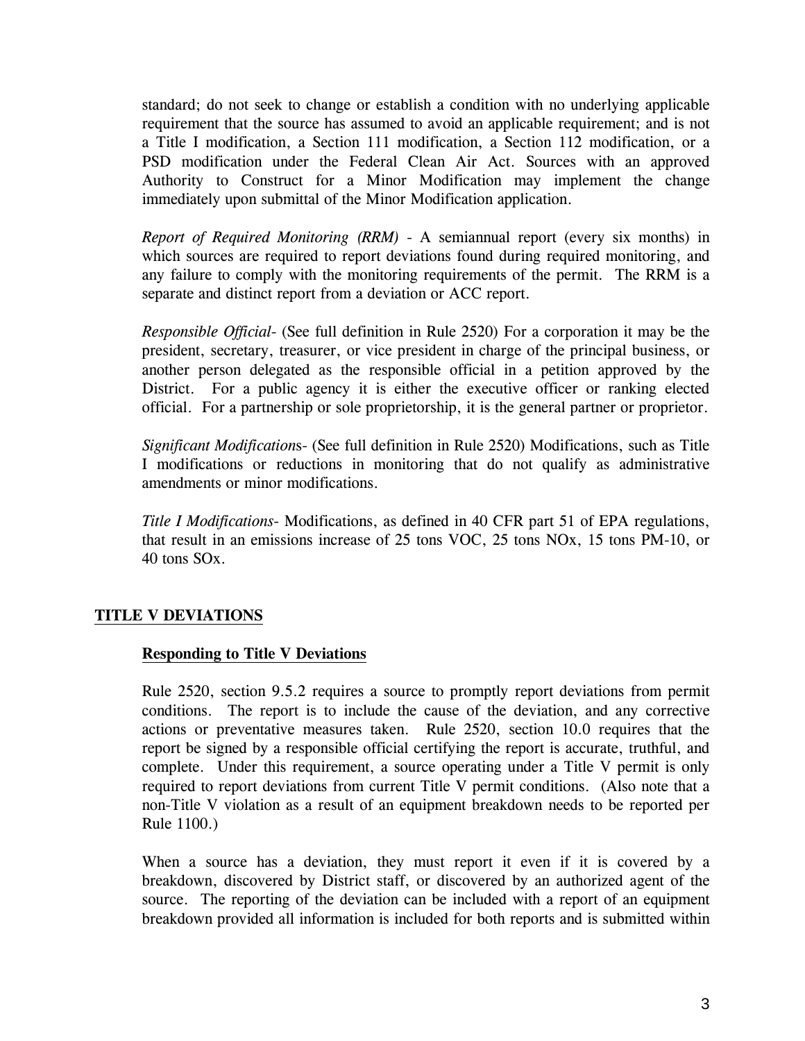standard; do not seek to change or establish a condition with no underlying applicable requirement that the source has assumed to avoid an applicable requirement; and is not a Title I modification, a Section 111 modification, a Section 112 modification, or a PSD modification under the Federal Clean Air Act. Sources with an approved Authority to Construct for a Minor Modification may implement the change immediately upon submittal of the Minor Modification application.

*Report of Required Monitoring (RRM)* - A semiannual report (every six months) in which sources are required to report deviations found during required monitoring, and any failure to comply with the monitoring requirements of the permit. The RRM is a separate and distinct report from a deviation or ACC report.

*Responsible Official*- (See full definition in Rule 2520) For a corporation it may be the president, secretary, treasurer, or vice president in charge of the principal business, or another person delegated as the responsible official in a petition approved by the District. For a public agency it is either the executive officer or ranking elected official. For a partnership or sole proprietorship, it is the general partner or proprietor.

*Significant Modification*s- (See full definition in Rule 2520) Modifications, such as Title I modifications or reductions in monitoring that do not qualify as administrative amendments or minor modifications.

*Title I Modifications*- Modifications, as defined in 40 CFR part 51 of EPA regulations, that result in an emissions increase of 25 tons VOC, 25 tons NOx, 15 tons PM-10, or 40 tons SOx.

## TITLE V DEVIATIONS

### Responding to Title V Deviations

Rule 2520, section 9.5.2 requires a source to promptly report deviations from permit conditions. The report is to include the cause of the deviation, and any corrective actions or preventative measures taken. Rule 2520, section 10.0 requires that the report be signed by a responsible official certifying the report is accurate, truthful, and complete. Under this requirement, a source operating under a Title V permit is only required to report deviations from current Title V permit conditions. (Also note that a non-Title V violation as a result of an equipment breakdown needs to be reported per Rule 1100.)

When a source has a deviation, they must report it even if it is covered by a breakdown, discovered by District staff, or discovered by an authorized agent of the source. The reporting of the deviation can be included with a report of an equipment breakdown provided all information is included for both reports and is submitted within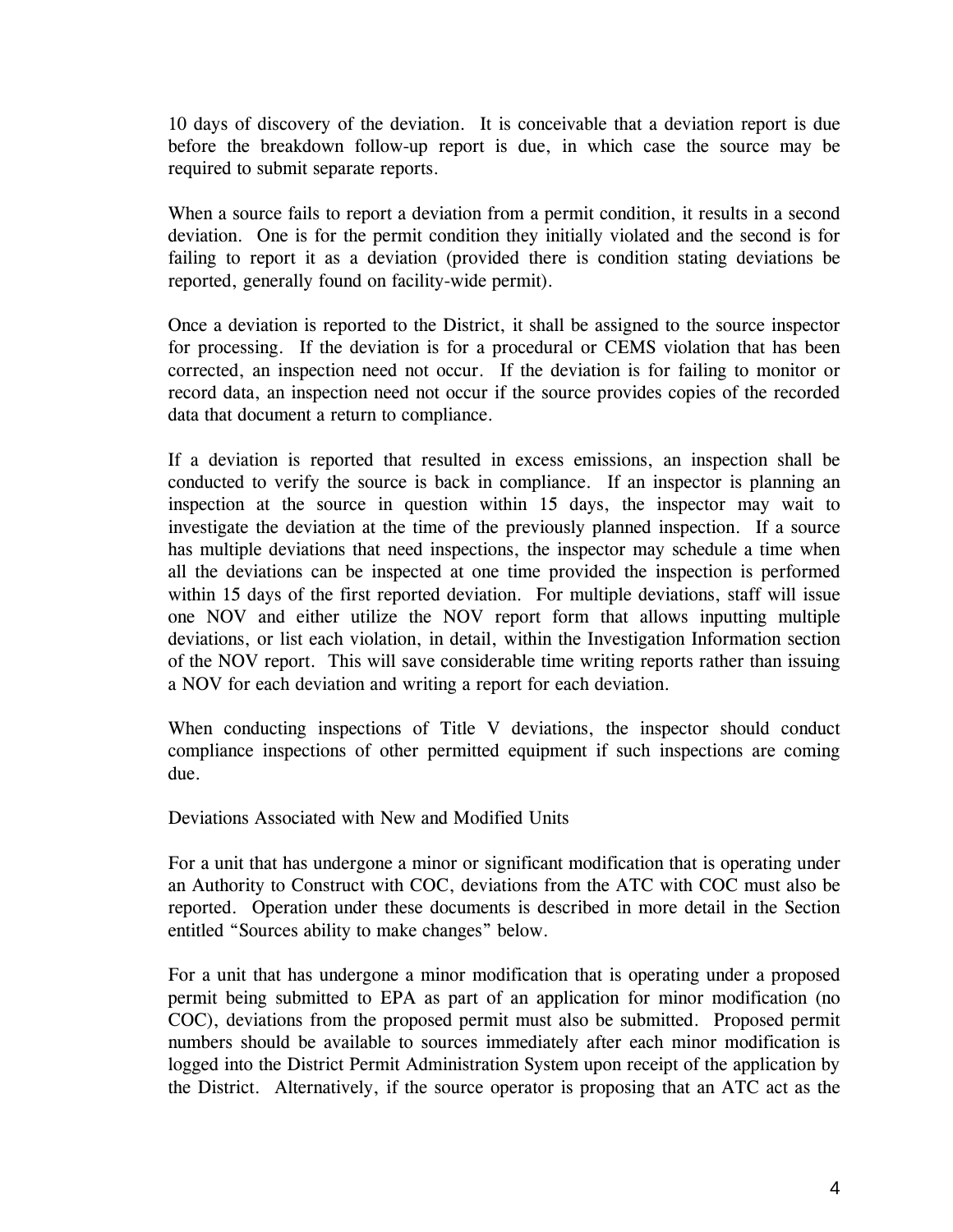10 days of discovery of the deviation. It is conceivable that a deviation report is due before the breakdown follow-up report is due, in which case the source may be required to submit separate reports.

When a source fails to report a deviation from a permit condition, it results in a second deviation. One is for the permit condition they initially violated and the second is for failing to report it as a deviation (provided there is condition stating deviations be reported, generally found on facility-wide permit).

Once a deviation is reported to the District, it shall be assigned to the source inspector for processing. If the deviation is for a procedural or CEMS violation that has been corrected, an inspection need not occur. If the deviation is for failing to monitor or record data, an inspection need not occur if the source provides copies of the recorded data that document a return to compliance.

If a deviation is reported that resulted in excess emissions, an inspection shall be conducted to verify the source is back in compliance. If an inspector is planning an inspection at the source in question within 15 days, the inspector may wait to investigate the deviation at the time of the previously planned inspection. If a source has multiple deviations that need inspections, the inspector may schedule a time when all the deviations can be inspected at one time provided the inspection is performed within 15 days of the first reported deviation. For multiple deviations, staff will issue one NOV and either utilize the NOV report form that allows inputting multiple deviations, or list each violation, in detail, within the Investigation Information section of the NOV report. This will save considerable time writing reports rather than issuing a NOV for each deviation and writing a report for each deviation.

When conducting inspections of Title V deviations, the inspector should conduct compliance inspections of other permitted equipment if such inspections are coming due.

Deviations Associated with New and Modified Units

For a unit that has undergone a minor or significant modification that is operating under an Authority to Construct with COC, deviations from the ATC with COC must also be reported. Operation under these documents is described in more detail in the Section entitled "Sources ability to make changes" below.

For a unit that has undergone a minor modification that is operating under a proposed permit being submitted to EPA as part of an application for minor modification (no COC), deviations from the proposed permit must also be submitted. Proposed permit numbers should be available to sources immediately after each minor modification is logged into the District Permit Administration System upon receipt of the application by the District. Alternatively, if the source operator is proposing that an ATC act as the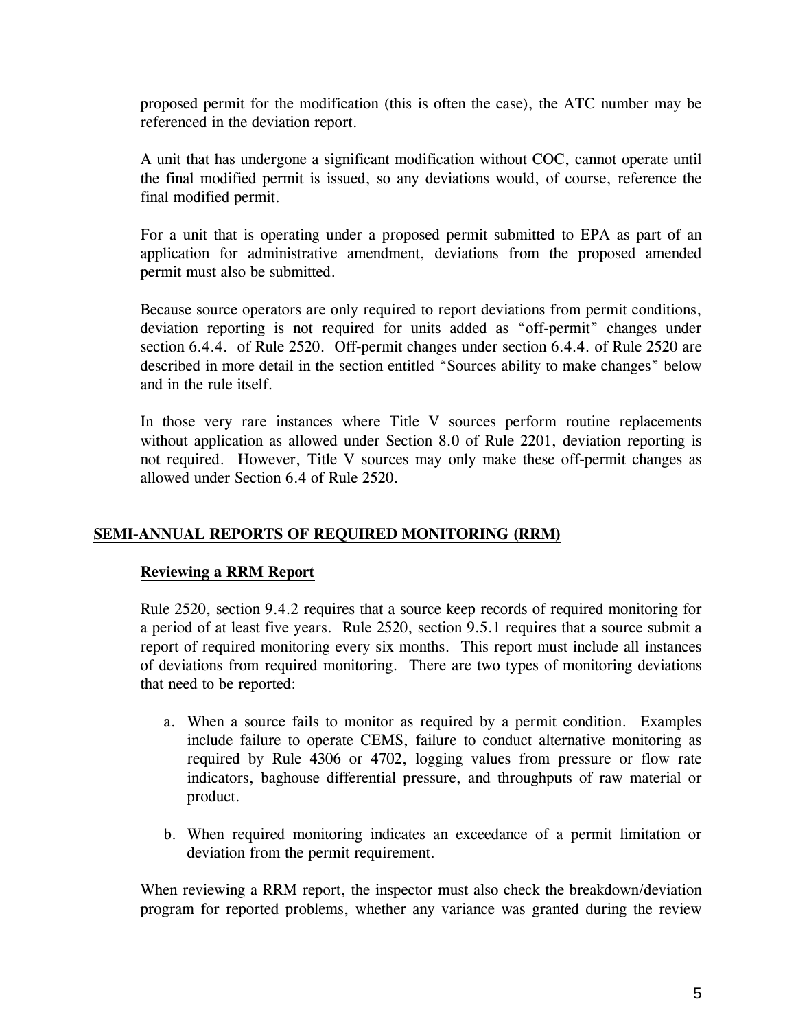proposed permit for the modification (this is often the case), the ATC number may be referenced in the deviation report.

A unit that has undergone a significant modification without COC, cannot operate until the final modified permit is issued, so any deviations would, of course, reference the final modified permit.

For a unit that is operating under a proposed permit submitted to EPA as part of an application for administrative amendment, deviations from the proposed amended permit must also be submitted.

Because source operators are only required to report deviations from permit conditions, deviation reporting is not required for units added as "off-permit" changes under section 6.4.4. of Rule 2520. Off-permit changes under section 6.4.4. of Rule 2520 are described in more detail in the section entitled "Sources ability to make changes" below and in the rule itself.

In those very rare instances where Title V sources perform routine replacements without application as allowed under Section 8.0 of Rule 2201, deviation reporting is not required. However, Title V sources may only make these off-permit changes as allowed under Section 6.4 of Rule 2520.

## SEMI-ANNUAL REPORTS OF REQUIRED MONITORING (RRM)

### Reviewing a RRM Report

Rule 2520, section 9.4.2 requires that a source keep records of required monitoring for a period of at least five years. Rule 2520, section 9.5.1 requires that a source submit a report of required monitoring every six months. This report must include all instances of deviations from required monitoring. There are two types of monitoring deviations that need to be reported:

a. When a source fails to monitor as required by a permit condition. Examples include failure to operate CEMS, failure to conduct alternative monitoring as required by Rule 4306 or 4702, logging values from pressure or flow rate indicators, baghouse differential pressure, and throughputs of raw material or product.

b. When required monitoring indicates an exceedance of a permit limitation or deviation from the permit requirement.

When reviewing a RRM report, the inspector must also check the breakdown/deviation program for reported problems, whether any variance was granted during the review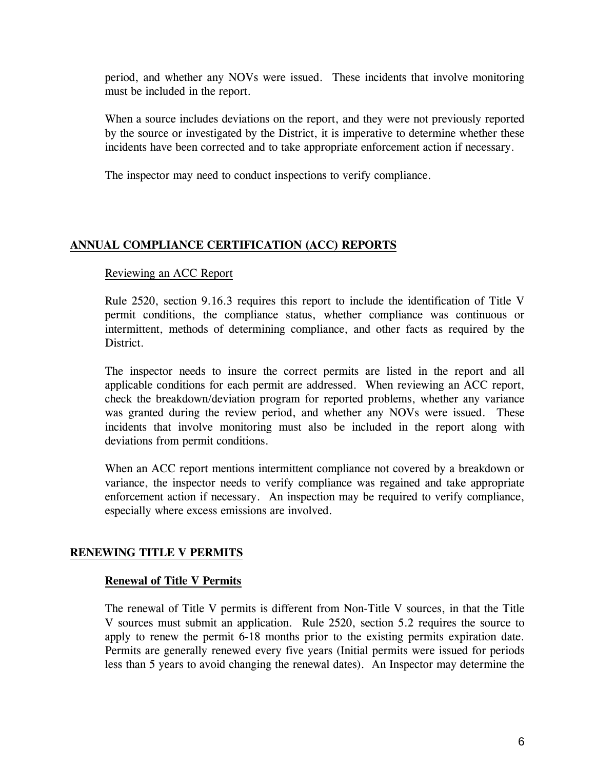period, and whether any NOVs were issued. These incidents that involve monitoring must be included in the report.

When a source includes deviations on the report, and they were not previously reported by the source or investigated by the District, it is imperative to determine whether these incidents have been corrected and to take appropriate enforcement action if necessary.

The inspector may need to conduct inspections to verify compliance.

## ANNUAL COMPLIANCE CERTIFICATION (ACC) REPORTS

### Reviewing an ACC Report

Rule 2520, section 9.16.3 requires this report to include the identification of Title V permit conditions, the compliance status, whether compliance was continuous or intermittent, methods of determining compliance, and other facts as required by the District.

The inspector needs to insure the correct permits are listed in the report and all applicable conditions for each permit are addressed. When reviewing an ACC report, check the breakdown/deviation program for reported problems, whether any variance was granted during the review period, and whether any NOVs were issued. These incidents that involve monitoring must also be included in the report along with deviations from permit conditions.

When an ACC report mentions intermittent compliance not covered by a breakdown or variance, the inspector needs to verify compliance was regained and take appropriate enforcement action if necessary. An inspection may be required to verify compliance, especially where excess emissions are involved.

## RENEWING TITLE V PERMITS

### Renewal of Title V Permits

The renewal of Title V permits is different from Non-Title V sources, in that the Title V sources must submit an application. Rule 2520, section 5.2 requires the source to apply to renew the permit 6-18 months prior to the existing permits expiration date. Permits are generally renewed every five years (Initial permits were issued for periods less than 5 years to avoid changing the renewal dates). An Inspector may determine the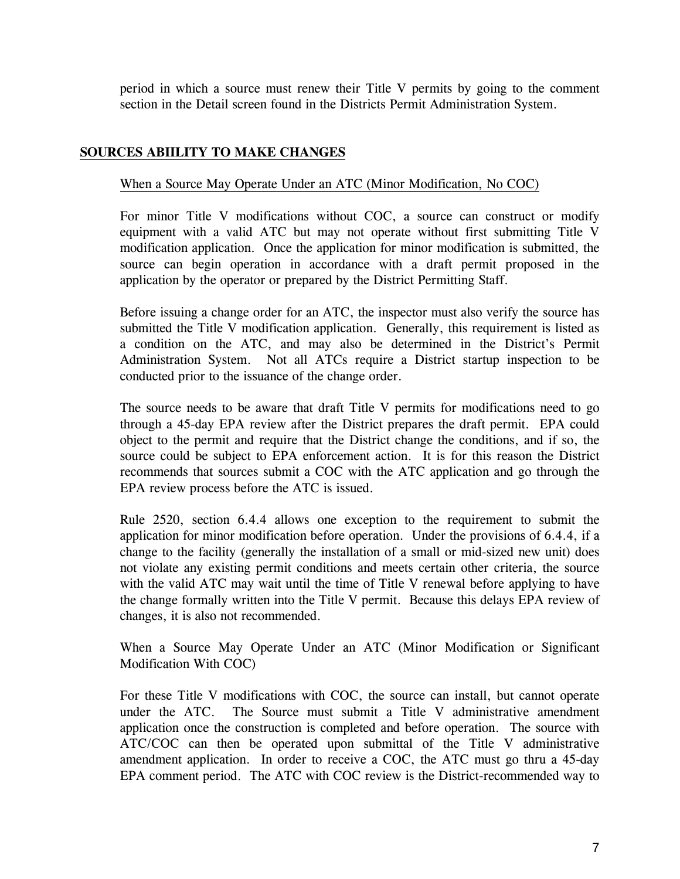period in which a source must renew their Title V permits by going to the comment section in the Detail screen found in the Districts Permit Administration System.

## SOURCES ABIILITY TO MAKE CHANGES

When a Source May Operate Under an ATC (Minor Modification, No COC)

For minor Title V modifications without COC, a source can construct or modify equipment with a valid ATC but may not operate without first submitting Title V modification application. Once the application for minor modification is submitted, the source can begin operation in accordance with a draft permit proposed in the application by the operator or prepared by the District Permitting Staff.

Before issuing a change order for an ATC, the inspector must also verify the source has submitted the Title V modification application. Generally, this requirement is listed as a condition on the ATC, and may also be determined in the District's Permit Administration System. Not all ATCs require a District startup inspection to be conducted prior to the issuance of the change order.

The source needs to be aware that draft Title V permits for modifications need to go through a 45-day EPA review after the District prepares the draft permit. EPA could object to the permit and require that the District change the conditions, and if so, the source could be subject to EPA enforcement action. It is for this reason the District recommends that sources submit a COC with the ATC application and go through the EPA review process before the ATC is issued.

Rule 2520, section 6.4.4 allows one exception to the requirement to submit the application for minor modification before operation. Under the provisions of 6.4.4, if a change to the facility (generally the installation of a small or mid-sized new unit) does not violate any existing permit conditions and meets certain other criteria, the source with the valid ATC may wait until the time of Title V renewal before applying to have the change formally written into the Title V permit. Because this delays EPA review of changes, it is also not recommended.

When a Source May Operate Under an ATC (Minor Modification or Significant Modification With COC)

For these Title V modifications with COC, the source can install, but cannot operate under the ATC. The Source must submit a Title V administrative amendment application once the construction is completed and before operation. The source with ATC/COC can then be operated upon submittal of the Title V administrative amendment application. In order to receive a COC, the ATC must go thru a 45-day EPA comment period. The ATC with COC review is the District-recommended way to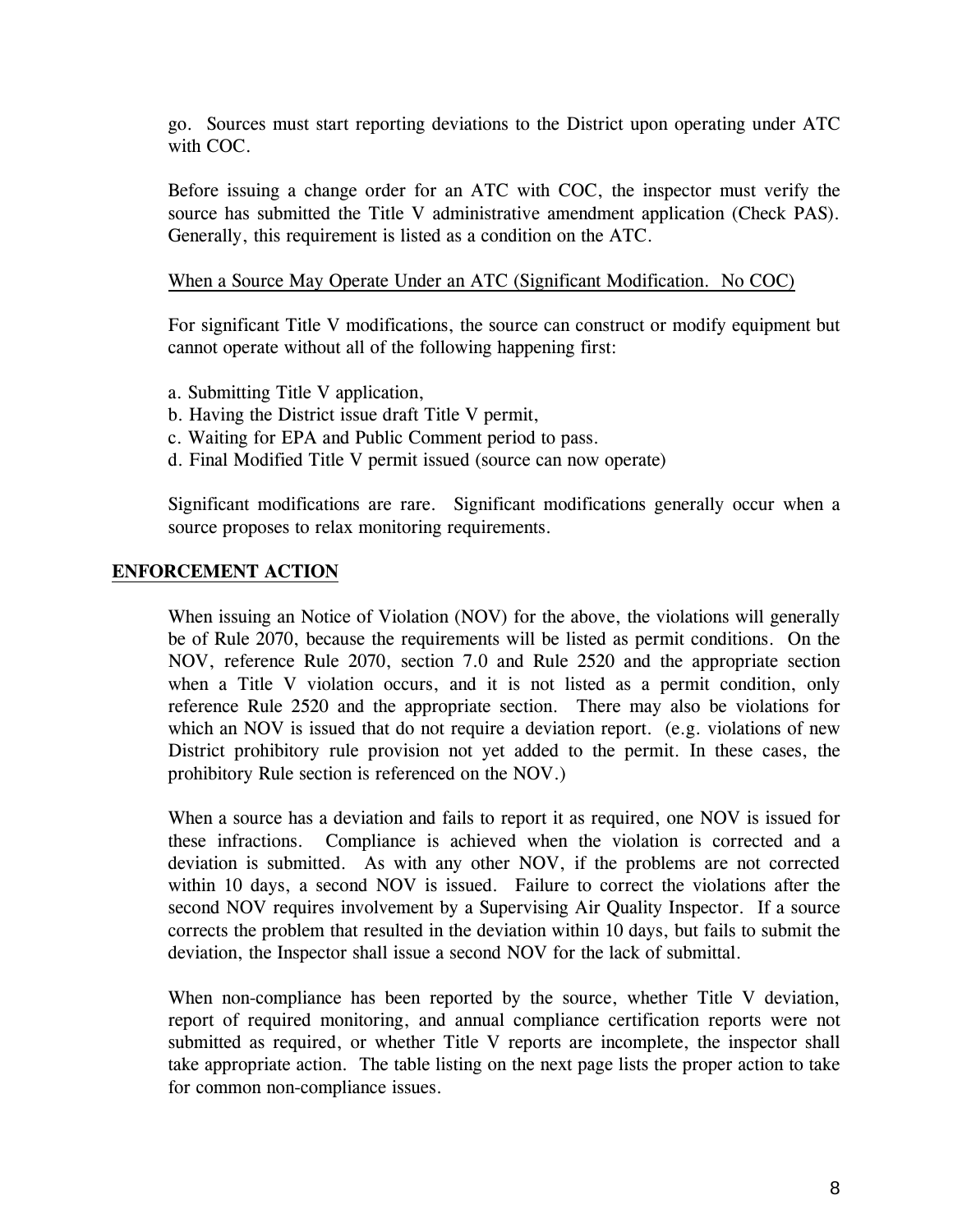go. Sources must start reporting deviations to the District upon operating under ATC with COC.

Before issuing a change order for an ATC with COC, the inspector must verify the source has submitted the Title V administrative amendment application (Check PAS). Generally, this requirement is listed as a condition on the ATC.

<u>When a Source May Operate Under an ATC (Significant Modification. No COC)</u>

For significant Title V modifications, the source can construct or modify equipment but cannot operate without all of the following happening first:

a. Submitting Title V application,
b. Having the District issue draft Title V permit,
c. Waiting for EPA and Public Comment period to pass.
d. Final Modified Title V permit issued (source can now operate)

Significant modifications are rare. Significant modifications generally occur when a source proposes to relax monitoring requirements.

## ENFORCEMENT ACTION

When issuing an Notice of Violation (NOV) for the above, the violations will generally be of Rule 2070, because the requirements will be listed as permit conditions. On the NOV, reference Rule 2070, section 7.0 and Rule 2520 and the appropriate section when a Title V violation occurs, and it is not listed as a permit condition, only reference Rule 2520 and the appropriate section. There may also be violations for which an NOV is issued that do not require a deviation report. (e.g. violations of new District prohibitory rule provision not yet added to the permit. In these cases, the prohibitory Rule section is referenced on the NOV.)

When a source has a deviation and fails to report it as required, one NOV is issued for these infractions. Compliance is achieved when the violation is corrected and a deviation is submitted. As with any other NOV, if the problems are not corrected within 10 days, a second NOV is issued. Failure to correct the violations after the second NOV requires involvement by a Supervising Air Quality Inspector. If a source corrects the problem that resulted in the deviation within 10 days, but fails to submit the deviation, the Inspector shall issue a second NOV for the lack of submittal.

When non-compliance has been reported by the source, whether Title V deviation, report of required monitoring, and annual compliance certification reports were not submitted as required, or whether Title V reports are incomplete, the inspector shall take appropriate action. The table listing on the next page lists the proper action to take for common non-compliance issues.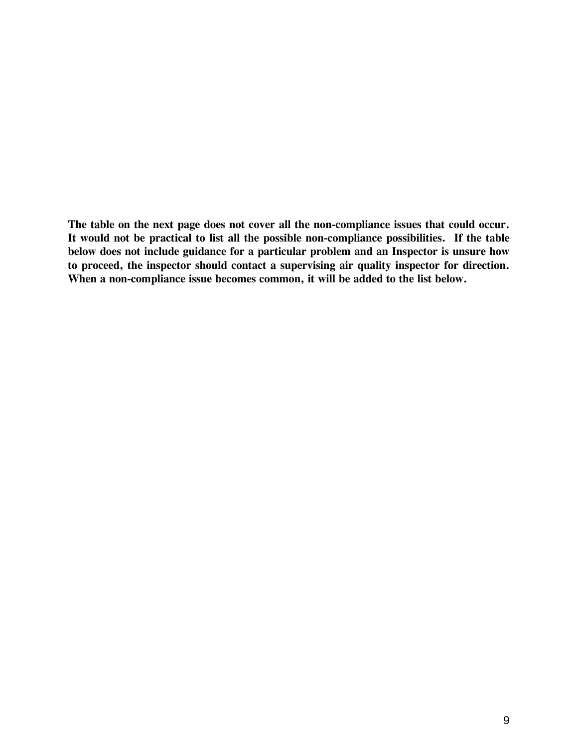**The table on the next page does not cover all the non-compliance issues that could occur. It would not be practical to list all the possible non-compliance possibilities. If the table below does not include guidance for a particular problem and an Inspector is unsure how to proceed, the inspector should contact a supervising air quality inspector for direction. When a non-compliance issue becomes common, it will be added to the list below.**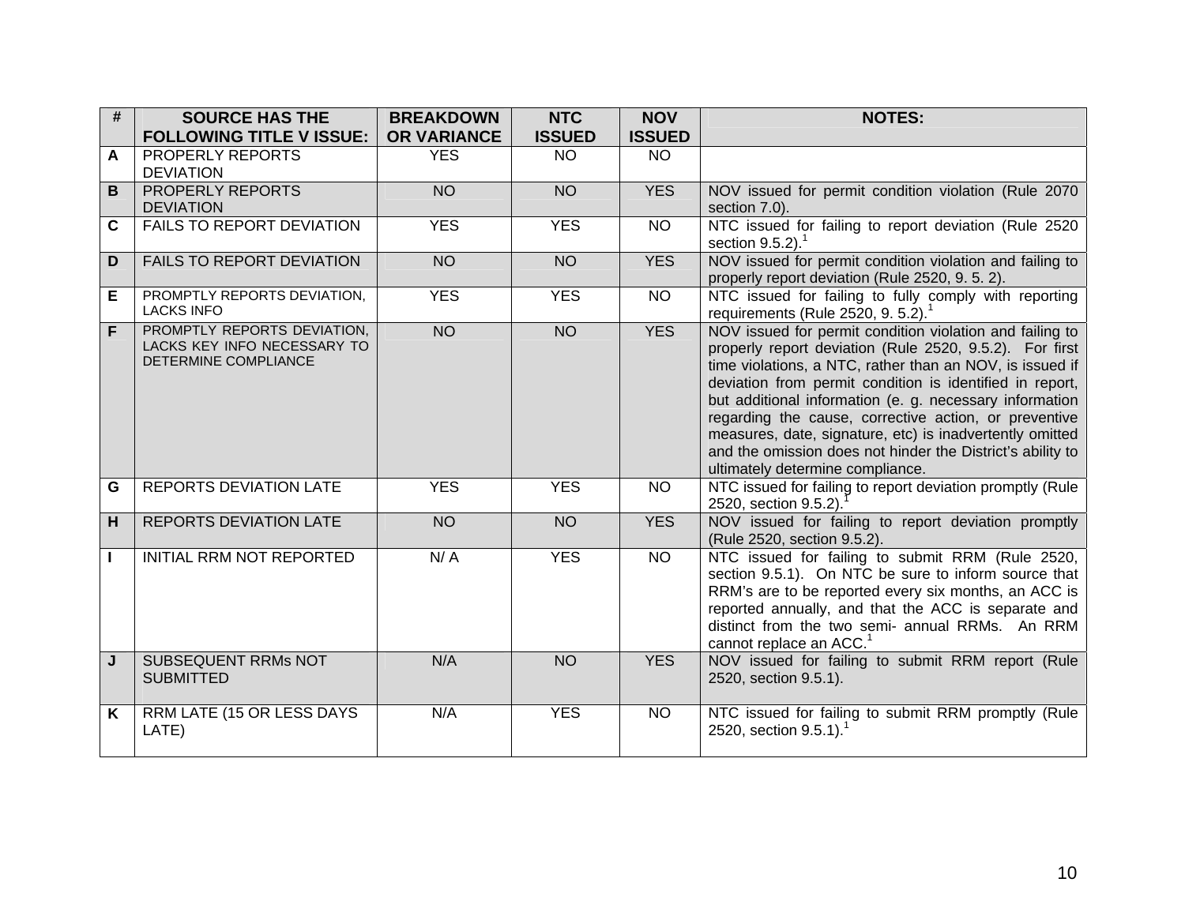| # | SOURCE HAS THE FOLLOWING TITLE V ISSUE: | BREAKDOWN OR VARIANCE | NTC ISSUED | NOV ISSUED | NOTES: |
|---|---|---|---|---|---|
| A | PROPERLY REPORTS DEVIATION | YES | NO | NO | |
| B | PROPERLY REPORTS DEVIATION | NO | NO | YES | NOV issued for permit condition violation (Rule 2070 section 7.0). |
| C | FAILS TO REPORT DEVIATION | YES | YES | NO | NTC issued for failing to report deviation (Rule 2520 section 9.5.2).[1] |
| D | FAILS TO REPORT DEVIATION | NO | NO | YES | NOV issued for permit condition violation and failing to properly report deviation (Rule 2520, 9. 5. 2). |
| E | PROMPTLY REPORTS DEVIATION, LACKS INFO | YES | YES | NO | NTC issued for failing to fully comply with reporting requirements (Rule 2520, 9. 5.2).[1] |
| F | PROMPTLY REPORTS DEVIATION, LACKS KEY INFO NECESSARY TO DETERMINE COMPLIANCE | NO | NO | YES | NOV issued for permit condition violation and failing to properly report deviation (Rule 2520, 9.5.2). For first time violations, a NTC, rather than an NOV, is issued if deviation from permit condition is identified in report, but additional information (e. g. necessary information regarding the cause, corrective action, or preventive measures, date, signature, etc) is inadvertently omitted and the omission does not hinder the District's ability to ultimately determine compliance. |
| G | REPORTS DEVIATION LATE | YES | YES | NO | NTC issued for failing to report deviation promptly (Rule 2520, section 9.5.2).[1] |
| H | REPORTS DEVIATION LATE | NO | NO | YES | NOV issued for failing to report deviation promptly (Rule 2520, section 9.5.2). |
| I | INITIAL RRM NOT REPORTED | N/ A | YES | NO | NTC issued for failing to submit RRM (Rule 2520, section 9.5.1). On NTC be sure to inform source that RRM's are to be reported every six months, an ACC is reported annually, and that the ACC is separate and distinct from the two semi- annual RRMs. An RRM cannot replace an ACC.[1] |
| J | SUBSEQUENT RRMs NOT SUBMITTED | N/A | NO | YES | NOV issued for failing to submit RRM report (Rule 2520, section 9.5.1). |
| K | RRM LATE (15 OR LESS DAYS LATE) | N/A | YES | NO | NTC issued for failing to submit RRM promptly (Rule 2520, section 9.5.1).[1] |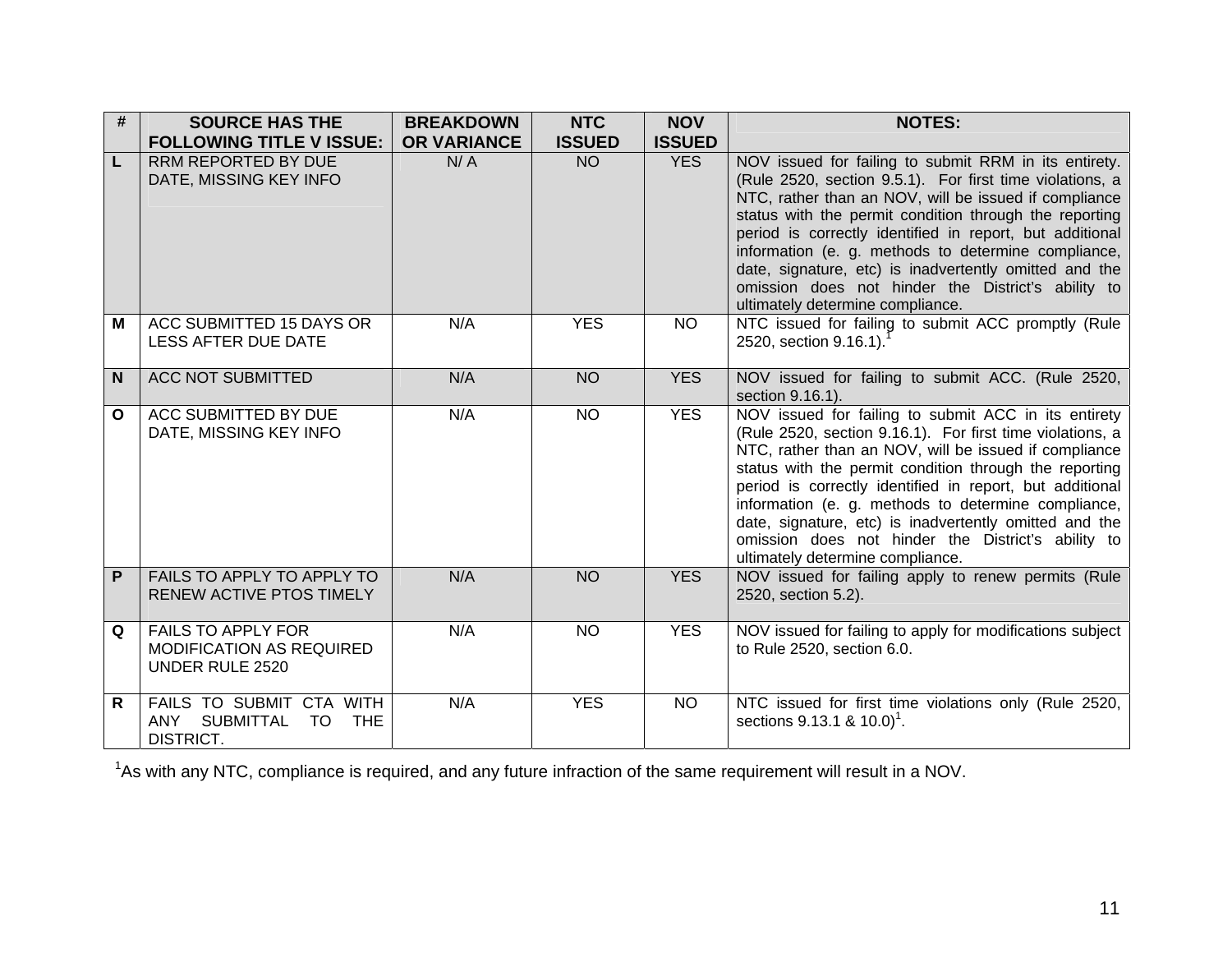| # | SOURCE HAS THE FOLLOWING TITLE V ISSUE: | BREAKDOWN OR VARIANCE | NTC ISSUED | NOV ISSUED | NOTES: |
|---|---|---|---|---|---|
| L | RRM REPORTED BY DUE DATE, MISSING KEY INFO | N/ A | NO | YES | NOV issued for failing to submit RRM in its entirety. (Rule 2520, section 9.5.1). For first time violations, a NTC, rather than an NOV, will be issued if compliance status with the permit condition through the reporting period is correctly identified in report, but additional information (e. g. methods to determine compliance, date, signature, etc) is inadvertently omitted and the omission does not hinder the District's ability to ultimately determine compliance. |
| M | ACC SUBMITTED 15 DAYS OR LESS AFTER DUE DATE | N/A | YES | NO | NTC issued for failing to submit ACC promptly (Rule 2520, section 9.16.1).[1] |
| N | ACC NOT SUBMITTED | N/A | NO | YES | NOV issued for failing to submit ACC. (Rule 2520, section 9.16.1). |
| O | ACC SUBMITTED BY DUE DATE, MISSING KEY INFO | N/A | NO | YES | NOV issued for failing to submit ACC in its entirety (Rule 2520, section 9.16.1). For first time violations, a NTC, rather than an NOV, will be issued if compliance status with the permit condition through the reporting period is correctly identified in report, but additional information (e. g. methods to determine compliance, date, signature, etc) is inadvertently omitted and the omission does not hinder the District's ability to ultimately determine compliance. |
| P | FAILS TO APPLY TO APPLY TO RENEW ACTIVE PTOS TIMELY | N/A | NO | YES | NOV issued for failing apply to renew permits (Rule 2520, section 5.2). |
| Q | FAILS TO APPLY FOR MODIFICATION AS REQUIRED UNDER RULE 2520 | N/A | NO | YES | NOV issued for failing to apply for modifications subject to Rule 2520, section 6.0. |
| R | FAILS TO SUBMIT CTA WITH ANY SUBMITTAL TO THE DISTRICT. | N/A | YES | NO | NTC issued for first time violations only (Rule 2520, sections 9.13.1 & 10.0)[1]. |

[1]As with any NTC, compliance is required, and any future infraction of the same requirement will result in a NOV.